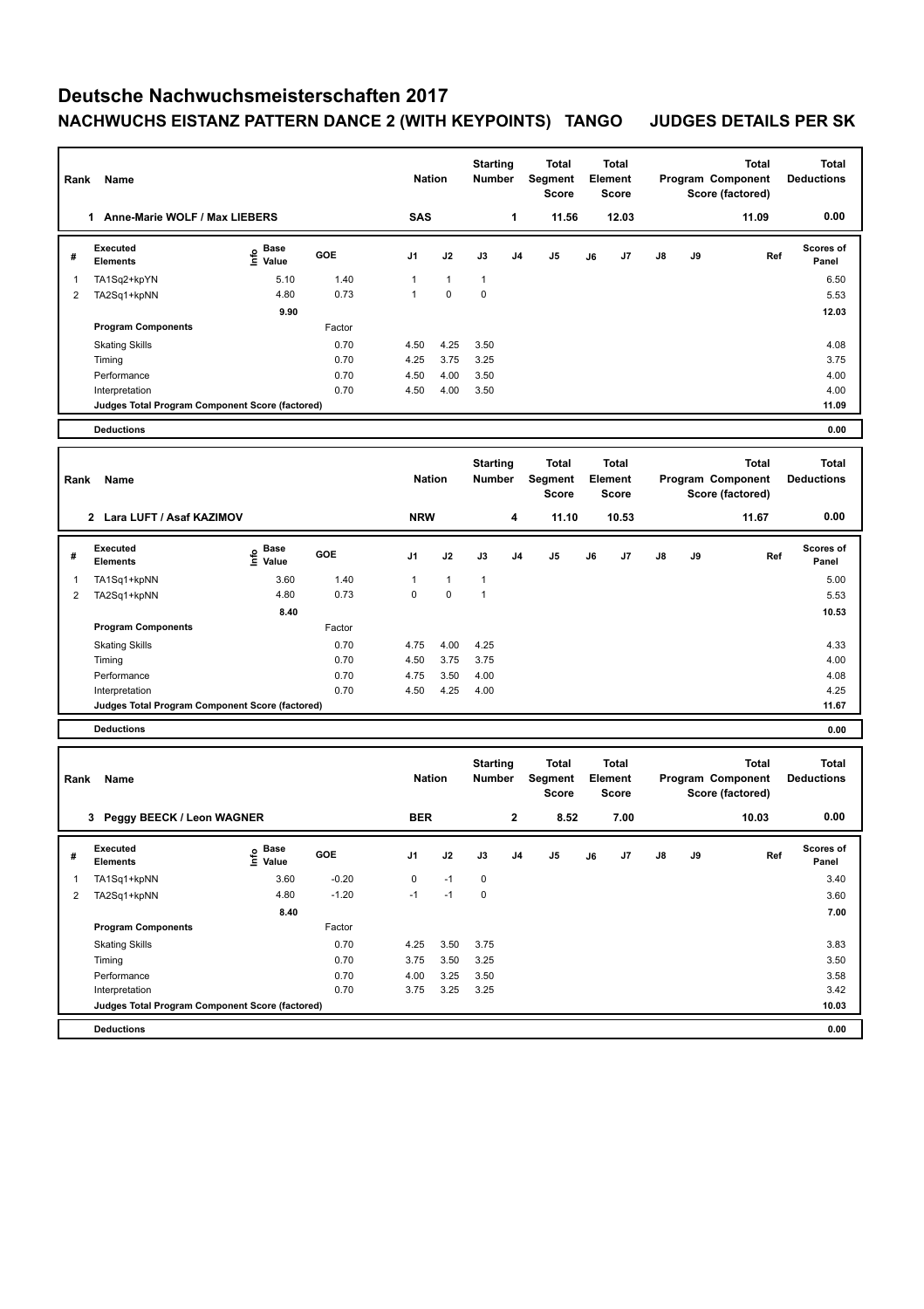# Deutsche Nachwuchsmeisterschaften 2017

## NACHWUCHS EISTANZ PATTERN DANCE 2 (WITH KEYPOINTS) TANGO JUDGES DETAILS PER SK

| Rank | Name | Nation | Starting Number | Total Segment Score | Total Element Score | Total Program Component Score (factored) | Total Deductions |
|---|---|---|---|---|---|---|---|
| 1 | Anne-Marie WOLF / Max LIEBERS | SAS | 1 | 11.56 | 12.03 | 11.09 | 0.00 |

| # | Executed Elements | Info | Base Value | GOE | J1 | J2 | J3 | J4 | J5 | J6 | J7 | J8 | J9 | Ref | Scores of Panel |
|---|---|---|---|---|---|---|---|---|---|---|---|---|---|---|---|
| 1 | TA1Sq2+kpYN | | 5.10 | 1.40 | 1 | 1 | 1 | | | | | | | | 6.50 |
| 2 | TA2Sq1+kpNN | | 4.80 | 0.73 | 1 | 0 | 0 | | | | | | | | 5.53 |
| | | | 9.90 | | | | | | | | | | | | 12.03 |
| | **Program Components** | | | Factor | | | | | | | | | | | |
| | Skating Skills | | | 0.70 | 4.50 | 4.25 | 3.50 | | | | | | | | 4.08 |
| | Timing | | | 0.70 | 4.25 | 3.75 | 3.25 | | | | | | | | 3.75 |
| | Performance | | | 0.70 | 4.50 | 4.00 | 3.50 | | | | | | | | 4.00 |
| | Interpretation | | | 0.70 | 4.50 | 4.00 | 3.50 | | | | | | | | 4.00 |
| | **Judges Total Program Component Score (factored)** | | | | | | | | | | | | | | 11.09 |
| | **Deductions** | | | | | | | | | | | | | | 0.00 |

| Rank | Name | Nation | Starting Number | Total Segment Score | Total Element Score | Total Program Component Score (factored) | Total Deductions |
|---|---|---|---|---|---|---|---|
| 2 | Lara LUFT / Asaf KAZIMOV | NRW | 4 | 11.10 | 10.53 | 11.67 | 0.00 |

| # | Executed Elements | Info | Base Value | GOE | J1 | J2 | J3 | J4 | J5 | J6 | J7 | J8 | J9 | Ref | Scores of Panel |
|---|---|---|---|---|---|---|---|---|---|---|---|---|---|---|---|
| 1 | TA1Sq1+kpNN | | 3.60 | 1.40 | 1 | 1 | 1 | | | | | | | | 5.00 |
| 2 | TA2Sq1+kpNN | | 4.80 | 0.73 | 0 | 0 | 1 | | | | | | | | 5.53 |
| | | | 8.40 | | | | | | | | | | | | 10.53 |
| | **Program Components** | | | Factor | | | | | | | | | | | |
| | Skating Skills | | | 0.70 | 4.75 | 4.00 | 4.25 | | | | | | | | 4.33 |
| | Timing | | | 0.70 | 4.50 | 3.75 | 3.75 | | | | | | | | 4.00 |
| | Performance | | | 0.70 | 4.75 | 3.50 | 4.00 | | | | | | | | 4.08 |
| | Interpretation | | | 0.70 | 4.50 | 4.25 | 4.00 | | | | | | | | 4.25 |
| | **Judges Total Program Component Score (factored)** | | | | | | | | | | | | | | 11.67 |
| | **Deductions** | | | | | | | | | | | | | | 0.00 |

| Rank | Name | Nation | Starting Number | Total Segment Score | Total Element Score | Total Program Component Score (factored) | Total Deductions |
|---|---|---|---|---|---|---|---|
| 3 | Peggy BEECK / Leon WAGNER | BER | 2 | 8.52 | 7.00 | 10.03 | 0.00 |

| # | Executed Elements | Info | Base Value | GOE | J1 | J2 | J3 | J4 | J5 | J6 | J7 | J8 | J9 | Ref | Scores of Panel |
|---|---|---|---|---|---|---|---|---|---|---|---|---|---|---|---|
| 1 | TA1Sq1+kpNN | | 3.60 | -0.20 | 0 | -1 | 0 | | | | | | | | 3.40 |
| 2 | TA2Sq1+kpNN | | 4.80 | -1.20 | -1 | -1 | 0 | | | | | | | | 3.60 |
| | | | 8.40 | | | | | | | | | | | | 7.00 |
| | **Program Components** | | | Factor | | | | | | | | | | | |
| | Skating Skills | | | 0.70 | 4.25 | 3.50 | 3.75 | | | | | | | | 3.83 |
| | Timing | | | 0.70 | 3.75 | 3.50 | 3.25 | | | | | | | | 3.50 |
| | Performance | | | 0.70 | 4.00 | 3.25 | 3.50 | | | | | | | | 3.58 |
| | Interpretation | | | 0.70 | 3.75 | 3.25 | 3.25 | | | | | | | | 3.42 |
| | **Judges Total Program Component Score (factored)** | | | | | | | | | | | | | | 10.03 |
| | **Deductions** | | | | | | | | | | | | | | 0.00 |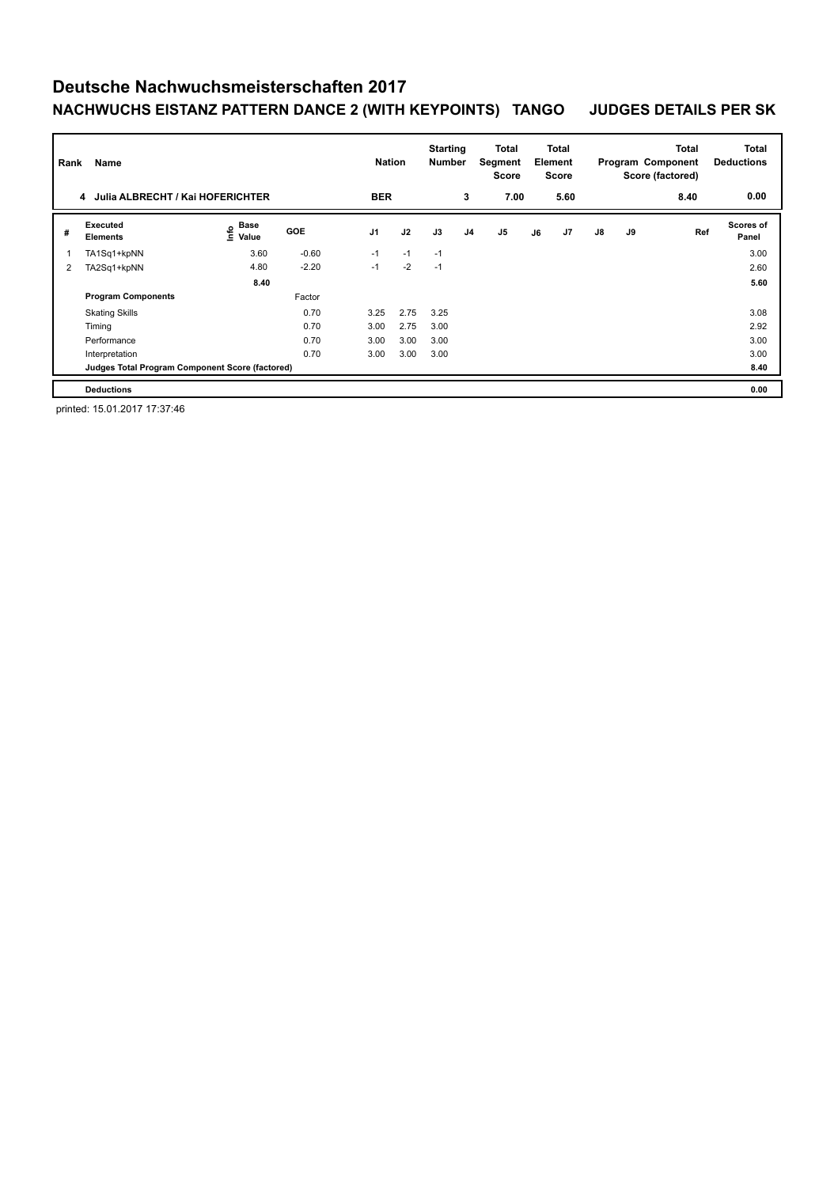# Deutsche Nachwuchsmeisterschaften 2017

## NACHWUCHS EISTANZ PATTERN DANCE 2 (WITH KEYPOINTS) TANGO JUDGES DETAILS PER SK

| Rank | Name | Nation | Starting Number | Total Segment Score | Total Element Score | Total Program Component Score (factored) | Total Deductions |
|---|---|---|---|---|---|---|---|
| 4 | Julia ALBRECHT / Kai HOFERICHTER | BER | 3 | 7.00 | 5.60 | 8.40 | 0.00 |

| # | Executed Elements | Info | Base Value | GOE | J1 | J2 | J3 | J4 | J5 | J6 | J7 | J8 | J9 | Ref | Scores of Panel |
|---|---|---|---|---|---|---|---|---|---|---|---|---|---|---|---|
| 1 | TA1Sq1+kpNN | | 3.60 | -0.60 | -1 | -1 | -1 | | | | | | | | 3.00 |
| 2 | TA2Sq1+kpNN | | 4.80 | -2.20 | -1 | -2 | -1 | | | | | | | | 2.60 |
| | | | 8.40 | | | | | | | | | | | | 5.60 |
| | **Program Components** | | | Factor | | | | | | | | | | | |
| | Skating Skills | | | 0.70 | 3.25 | 2.75 | 3.25 | | | | | | | | 3.08 |
| | Timing | | | 0.70 | 3.00 | 2.75 | 3.00 | | | | | | | | 2.92 |
| | Performance | | | 0.70 | 3.00 | 3.00 | 3.00 | | | | | | | | 3.00 |
| | Interpretation | | | 0.70 | 3.00 | 3.00 | 3.00 | | | | | | | | 3.00 |
| | **Judges Total Program Component Score (factored)** | | | | | | | | | | | | | | 8.40 |
| | **Deductions** | | | | | | | | | | | | | | 0.00 |

printed: 15.01.2017 17:37:46